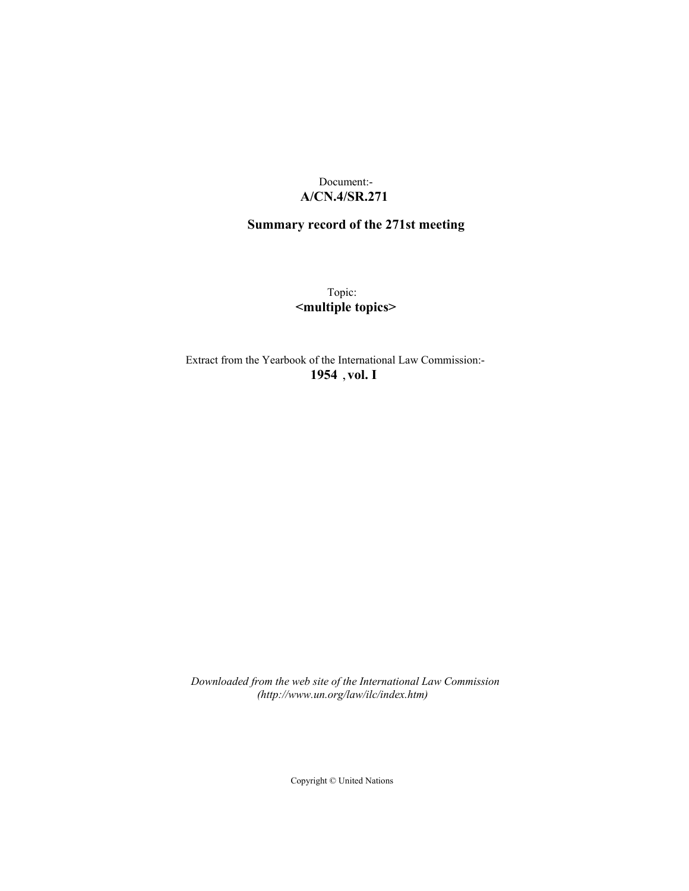Document:-
**A/CN.4/SR.271**

**Summary record of the 271st meeting**

Topic:
**<multiple topics>**

Extract from the Yearbook of the International Law Commission:-
**1954 , vol. I**

*Downloaded from the web site of the International Law Commission (http://www.un.org/law/ilc/index.htm)*

Copyright © United Nations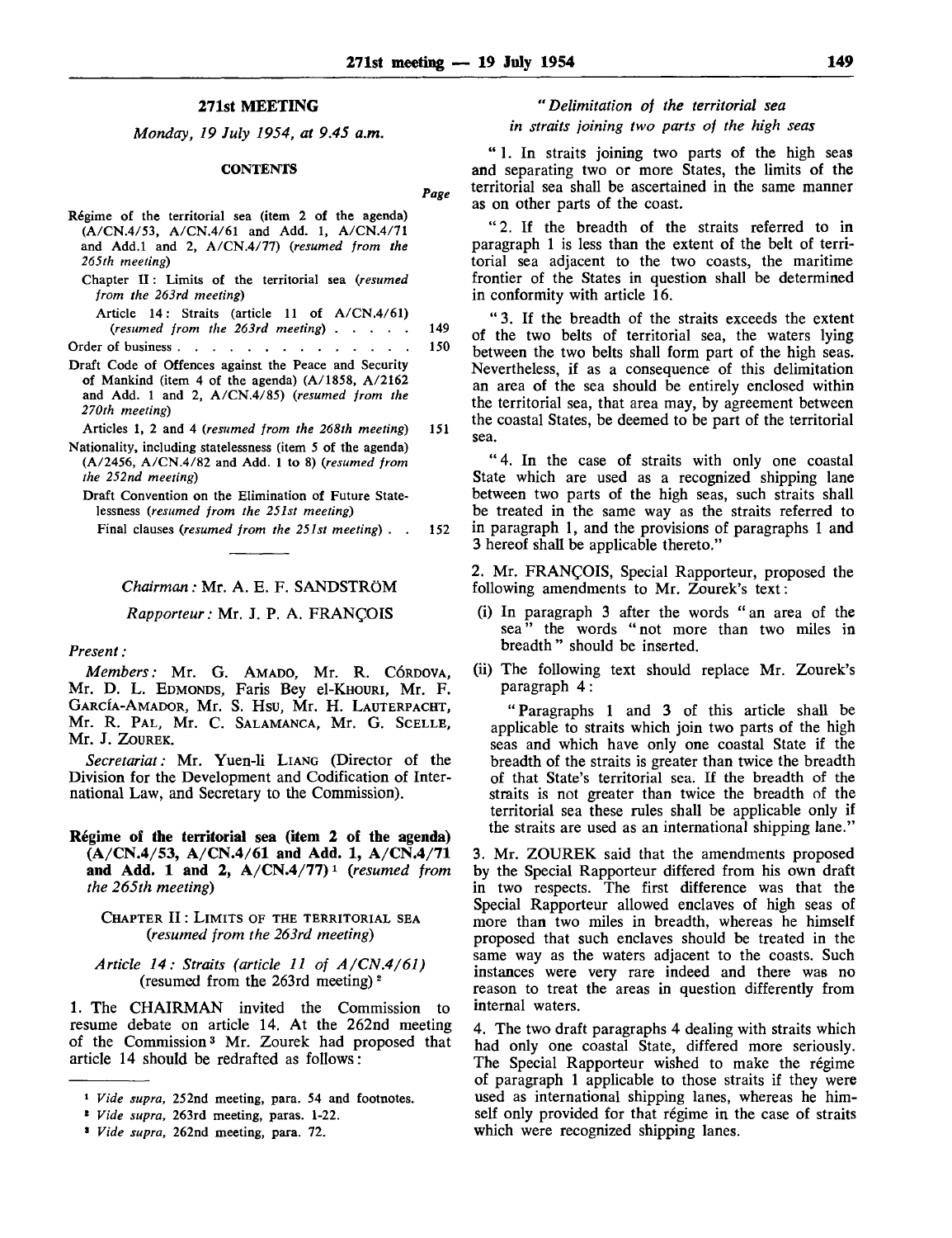## 271st MEETING

*Monday, 19 July 1954, at 9.45 a.m.*

**CONTENTS**

| | Page |
|---|---|
| Régime of the territorial sea (item 2 of the agenda) (A/CN.4/53, A/CN.4/61 and Add. 1, A/CN.4/71 and Add.1 and 2, A/CN.4/77) (*resumed from the 265th meeting*) | |
| Chapter II: Limits of the territorial sea (*resumed from the 263rd meeting*) | |
| Article 14: Straits (article 11 of A/CN.4/61) (*resumed from the 263rd meeting*) | 149 |
| Order of business | 150 |
| Draft Code of Offences against the Peace and Security of Mankind (item 4 of the agenda) (A/1858, A/2162 and Add. 1 and 2, A/CN.4/85) (*resumed from the 270th meeting*) | |
| Articles 1, 2 and 4 (*resumed from the 268th meeting*) | 151 |
| Nationality, including statelessness (item 5 of the agenda) (A/2456, A/CN.4/82 and Add. 1 to 8) (*resumed from the 252nd meeting*) | |
| Draft Convention on the Elimination of Future Statelessness (*resumed from the 251st meeting*) | |
| Final clauses (*resumed from the 251st meeting*) | 152 |

*Chairman:* Mr. A. E. F. SANDSTRÖM

*Rapporteur:* Mr. J. P. A. FRANÇOIS

*Present:*

*Members:* Mr. G. AMADO, Mr. R. CÓRDOVA, Mr. D. L. EDMONDS, Faris Bey el-KHOURI, Mr. F. GARCÍA-AMADOR, Mr. S. HSU, Mr. H. LAUTERPACHT, Mr. R. PAL, Mr. C. SALAMANCA, Mr. G. SCELLE, Mr. J. ZOUREK.

*Secretariat:* Mr. Yuen-li LIANG (Director of the Division for the Development and Codification of International Law, and Secretary to the Commission).

### Régime of the territorial sea (item 2 of the agenda) (A/CN.4/53, A/CN.4/61 and Add. 1, A/CN.4/71 and Add. 1 and 2, A/CN.4/77)[1] (*resumed from the 265th meeting*)

CHAPTER II: LIMITS OF THE TERRITORIAL SEA (*resumed from the 263rd meeting*)

*Article 14: Straits (article 11 of A/CN.4/61)* (resumed from the 263rd meeting)[2]

1. The CHAIRMAN invited the Commission to resume debate on article 14. At the 262nd meeting of the Commission[3] Mr. Zourek had proposed that article 14 should be redrafted as follows:

"*Delimitation of the territorial sea in straits joining two parts of the high seas*

"1. In straits joining two parts of the high seas and separating two or more States, the limits of the territorial sea shall be ascertained in the same manner as on other parts of the coast.

"2. If the breadth of the straits referred to in paragraph 1 is less than the extent of the belt of territorial sea adjacent to the two coasts, the maritime frontier of the States in question shall be determined in conformity with article 16.

"3. If the breadth of the straits exceeds the extent of the two belts of territorial sea, the waters lying between the two belts shall form part of the high seas. Nevertheless, if as a consequence of this delimitation an area of the sea should be entirely enclosed within the territorial sea, that area may, by agreement between the coastal States, be deemed to be part of the territorial sea.

"4. In the case of straits with only one coastal State which are used as a recognized shipping lane between two parts of the high seas, such straits shall be treated in the same way as the straits referred to in paragraph 1, and the provisions of paragraphs 1 and 3 hereof shall be applicable thereto."

2. Mr. FRANÇOIS, Special Rapporteur, proposed the following amendments to Mr. Zourek's text:

(i) In paragraph 3 after the words "an area of the sea" the words "not more than two miles in breadth" should be inserted.

(ii) The following text should replace Mr. Zourek's paragraph 4:

"Paragraphs 1 and 3 of this article shall be applicable to straits which join two parts of the high seas and which have only one coastal State if the breadth of the straits is greater than twice the breadth of that State's territorial sea. If the breadth of the straits is not greater than twice the breadth of the territorial sea these rules shall be applicable only if the straits are used as an international shipping lane."

3. Mr. ZOUREK said that the amendments proposed by the Special Rapporteur differed from his own draft in two respects. The first difference was that the Special Rapporteur allowed enclaves of high seas of more than two miles in breadth, whereas he himself proposed that such enclaves should be treated in the same way as the waters adjacent to the coasts. Such instances were very rare indeed and there was no reason to treat the areas in question differently from internal waters.

4. The two draft paragraphs 4 dealing with straits which had only one coastal State, differed more seriously. The Special Rapporteur wished to make the régime of paragraph 1 applicable to those straits if they were used as international shipping lanes, whereas he himself only provided for that régime in the case of straits which were recognized shipping lanes.

---

[1] *Vide supra*, 252nd meeting, para. 54 and footnotes.

[2] *Vide supra*, 263rd meeting, paras. 1-22.

[3] *Vide supra*, 262nd meeting, para. 72.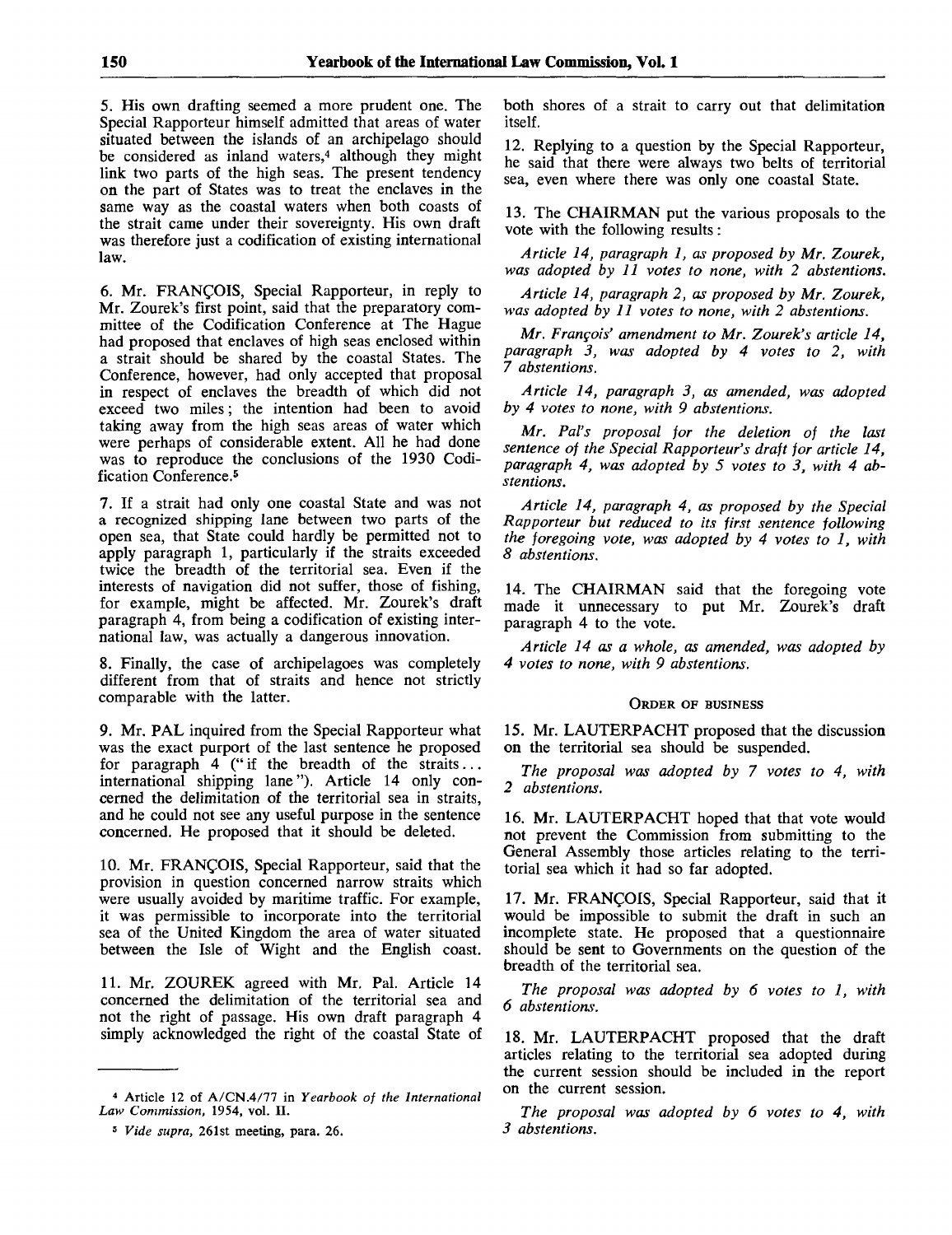5. His own drafting seemed a more prudent one. The Special Rapporteur himself admitted that areas of water situated between the islands of an archipelago should be considered as inland waters,[4] although they might link two parts of the high seas. The present tendency on the part of States was to treat the enclaves in the same way as the coastal waters when both coasts of the strait came under their sovereignty. His own draft was therefore just a codification of existing international law.

6. Mr. FRANÇOIS, Special Rapporteur, in reply to Mr. Zourek's first point, said that the preparatory committee of the Codification Conference at The Hague had proposed that enclaves of high seas enclosed within a strait should be shared by the coastal States. The Conference, however, had only accepted that proposal in respect of enclaves the breadth of which did not exceed two miles; the intention had been to avoid taking away from the high seas areas of water which were perhaps of considerable extent. All he had done was to reproduce the conclusions of the 1930 Codification Conference.[5]

7. If a strait had only one coastal State and was not a recognized shipping lane between two parts of the open sea, that State could hardly be permitted not to apply paragraph 1, particularly if the straits exceeded twice the breadth of the territorial sea. Even if the interests of navigation did not suffer, those of fishing, for example, might be affected. Mr. Zourek's draft paragraph 4, from being a codification of existing international law, was actually a dangerous innovation.

8. Finally, the case of archipelagoes was completely different from that of straits and hence not strictly comparable with the latter.

9. Mr. PAL inquired from the Special Rapporteur what was the exact purport of the last sentence he proposed for paragraph 4 ("if the breadth of the straits... international shipping lane"). Article 14 only concerned the delimitation of the territorial sea in straits, and he could not see any useful purpose in the sentence concerned. He proposed that it should be deleted.

10. Mr. FRANÇOIS, Special Rapporteur, said that the provision in question concerned narrow straits which were usually avoided by maritime traffic. For example, it was permissible to incorporate into the territorial sea of the United Kingdom the area of water situated between the Isle of Wight and the English coast.

11. Mr. ZOUREK agreed with Mr. Pal. Article 14 concerned the delimitation of the territorial sea and not the right of passage. His own draft paragraph 4 simply acknowledged the right of the coastal State of both shores of a strait to carry out that delimitation itself.

12. Replying to a question by the Special Rapporteur, he said that there were always two belts of territorial sea, even where there was only one coastal State.

13. The CHAIRMAN put the various proposals to the vote with the following results:

*Article 14, paragraph 1, as proposed by Mr. Zourek, was adopted by 11 votes to none, with 2 abstentions.*

*Article 14, paragraph 2, as proposed by Mr. Zourek, was adopted by 11 votes to none, with 2 abstentions.*

*Mr. François' amendment to Mr. Zourek's article 14, paragraph 3, was adopted by 4 votes to 2, with 7 abstentions.*

*Article 14, paragraph 3, as amended, was adopted by 4 votes to none, with 9 abstentions.*

*Mr. Pal's proposal for the deletion of the last sentence of the Special Rapporteur's draft for article 14, paragraph 4, was adopted by 5 votes to 3, with 4 abstentions.*

*Article 14, paragraph 4, as proposed by the Special Rapporteur but reduced to its first sentence following the foregoing vote, was adopted by 4 votes to 1, with 8 abstentions.*

14. The CHAIRMAN said that the foregoing vote made it unnecessary to put Mr. Zourek's draft paragraph 4 to the vote.

*Article 14 as a whole, as amended, was adopted by 4 votes to none, with 9 abstentions.*

### Order of business

15. Mr. LAUTERPACHT proposed that the discussion on the territorial sea should be suspended.

*The proposal was adopted by 7 votes to 4, with 2 abstentions.*

16. Mr. LAUTERPACHT hoped that that vote would not prevent the Commission from submitting to the General Assembly those articles relating to the territorial sea which it had so far adopted.

17. Mr. FRANÇOIS, Special Rapporteur, said that it would be impossible to submit the draft in such an incomplete state. He proposed that a questionnaire should be sent to Governments on the question of the breadth of the territorial sea.

*The proposal was adopted by 6 votes to 1, with 6 abstentions.*

18. Mr. LAUTERPACHT proposed that the draft articles relating to the territorial sea adopted during the current session should be included in the report on the current session.

*The proposal was adopted by 6 votes to 4, with 3 abstentions.*

---

[4] Article 12 of A/CN.4/77 in *Yearbook of the International Law Commission*, 1954, vol. II.

[5] *Vide supra*, 261st meeting, para. 26.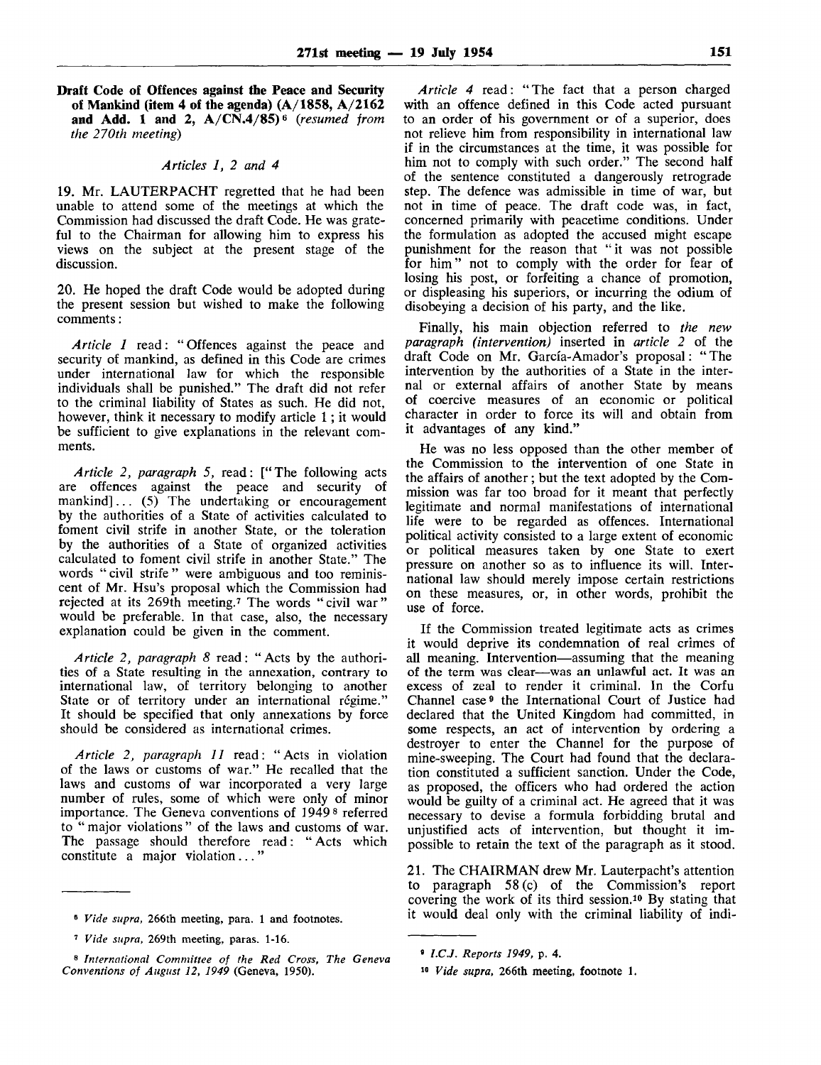**Draft Code of Offences against the Peace and Security of Mankind (item 4 of the agenda) (A/1858, A/2162 and Add. 1 and 2, A/CN.4/85)**[6] *(resumed from the 270th meeting)*

*Articles 1, 2 and 4*

19. Mr. LAUTERPACHT regretted that he had been unable to attend some of the meetings at which the Commission had discussed the draft Code. He was grateful to the Chairman for allowing him to express his views on the subject at the present stage of the discussion.

20. He hoped the draft Code would be adopted during the present session but wished to make the following comments:

*Article 1* read: "Offences against the peace and security of mankind, as defined in this Code are crimes under international law for which the responsible individuals shall be punished." The draft did not refer to the criminal liability of States as such. He did not, however, think it necessary to modify article 1; it would be sufficient to give explanations in the relevant comments.

*Article 2, paragraph 5,* read: ["The following acts are offences against the peace and security of mankind]... (5) The undertaking or encouragement by the authorities of a State of activities calculated to foment civil strife in another State, or the toleration by the authorities of a State of organized activities calculated to foment civil strife in another State." The words "civil strife" were ambiguous and too reminiscent of Mr. Hsu's proposal which the Commission had rejected at its 269th meeting.[7] The words "civil war" would be preferable. In that case, also, the necessary explanation could be given in the comment.

*Article 2, paragraph 8* read: "Acts by the authorities of a State resulting in the annexation, contrary to international law, of territory belonging to another State or of territory under an international régime." It should be specified that only annexations by force should be considered as international crimes.

*Article 2, paragraph 11* read: "Acts in violation of the laws or customs of war." He recalled that the laws and customs of war incorporated a very large number of rules, some of which were only of minor importance. The Geneva conventions of 1949[8] referred to "major violations" of the laws and customs of war. The passage should therefore read: "Acts which constitute a major violation..."

*Article 4* read: "The fact that a person charged with an offence defined in this Code acted pursuant to an order of his government or of a superior, does not relieve him from responsibility in international law if in the circumstances at the time, it was possible for him not to comply with such order." The second half of the sentence constituted a dangerously retrograde step. The defence was admissible in time of war, but not in time of peace. The draft code was, in fact, concerned primarily with peacetime conditions. Under the formulation as adopted the accused might escape punishment for the reason that "it was not possible for him" not to comply with the order for fear of losing his post, or forfeiting a chance of promotion, or displeasing his superiors, or incurring the odium of disobeying a decision of his party, and the like.

Finally, his main objection referred to *the new paragraph (intervention)* inserted in *article 2* of the draft Code on Mr. García-Amador's proposal: "The intervention by the authorities of a State in the internal or external affairs of another State by means of coercive measures of an economic or political character in order to force its will and obtain from it advantages of any kind."

He was no less opposed than the other member of the Commission to the intervention of one State in the affairs of another; but the text adopted by the Commission was far too broad for it meant that perfectly legitimate and normal manifestations of international life were to be regarded as offences. International political activity consisted to a large extent of economic or political measures taken by one State to exert pressure on another so as to influence its will. International law should merely impose certain restrictions on these measures, or, in other words, prohibit the use of force.

If the Commission treated legitimate acts as crimes it would deprive its condemnation of real crimes of all meaning. Intervention—assuming that the meaning of the term was clear—was an unlawful act. It was an excess of zeal to render it criminal. In the Corfu Channel case[9] the International Court of Justice had declared that the United Kingdom had committed, in some respects, an act of intervention by ordering a destroyer to enter the Channel for the purpose of mine-sweeping. The Court had found that the declaration constituted a sufficient sanction. Under the Code, as proposed, the officers who had ordered the action would be guilty of a criminal act. He agreed that it was necessary to devise a formula forbidding brutal and unjustified acts of intervention, but thought it impossible to retain the text of the paragraph as it stood.

21. The CHAIRMAN drew Mr. Lauterpacht's attention to paragraph 58 (c) of the Commission's report covering the work of its third session.[10] By stating that it would deal only with the criminal liability of indi-

---

[6] *Vide supra,* 266th meeting, para. 1 and footnotes.

[7] *Vide supra,* 269th meeting, paras. 1-16.

[8] *International Committee of the Red Cross, The Geneva Conventions of August 12, 1949* (Geneva, 1950).

[9] *I.C.J. Reports 1949,* p. 4.

[10] *Vide supra,* 266th meeting, footnote 1.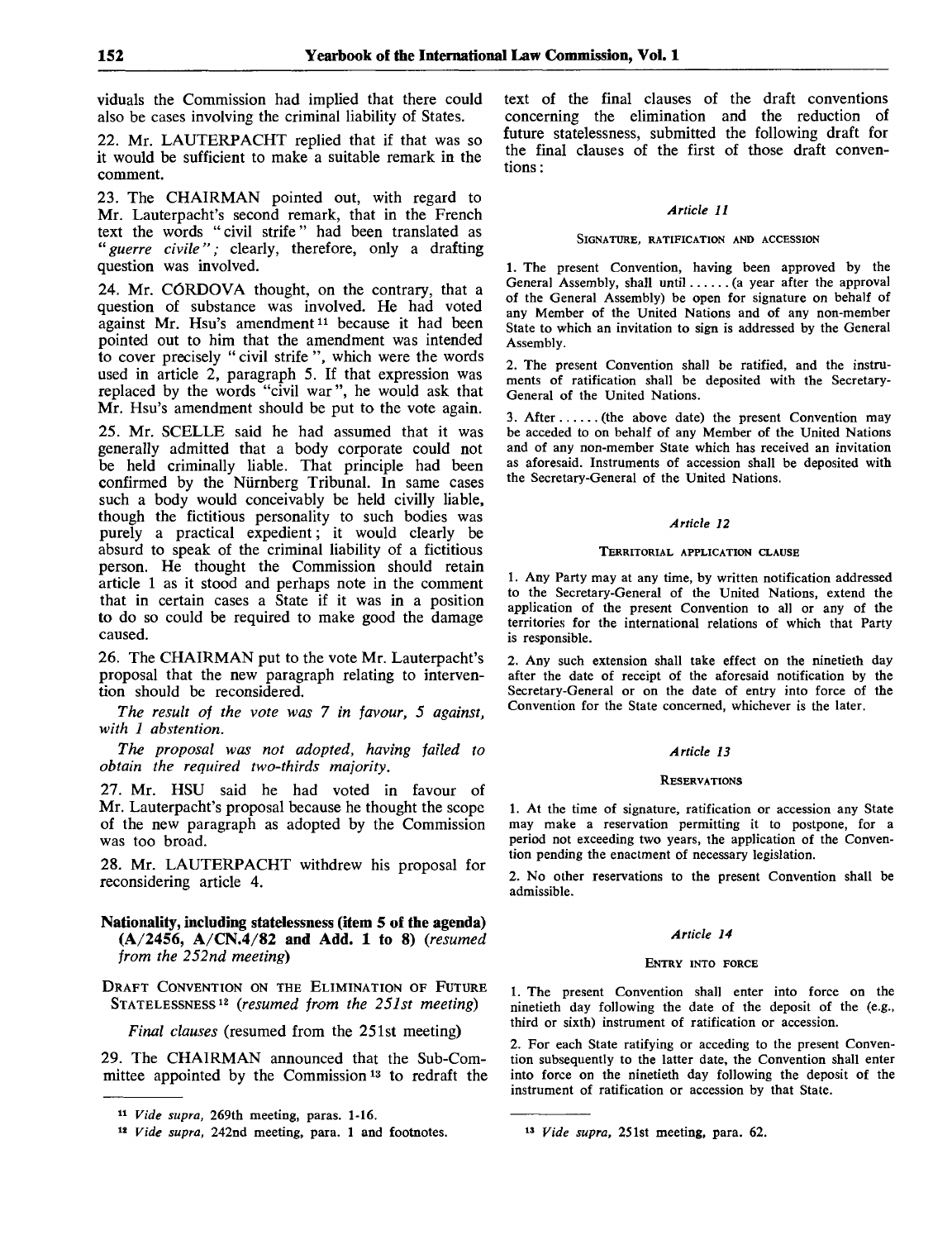viduals the Commission had implied that there could also be cases involving the criminal liability of States.

22. Mr. LAUTERPACHT replied that if that was so it would be sufficient to make a suitable remark in the comment.

23. The CHAIRMAN pointed out, with regard to Mr. Lauterpacht's second remark, that in the French text the words "civil strife" had been translated as "*guerre civile*"; clearly, therefore, only a drafting question was involved.

24. Mr. CÓRDOVA thought, on the contrary, that a question of substance was involved. He had voted against Mr. Hsu's amendment[11] because it had been pointed out to him that the amendment was intended to cover precisely "civil strife", which were the words used in article 2, paragraph 5. If that expression was replaced by the words "civil war", he would ask that Mr. Hsu's amendment should be put to the vote again.

25. Mr. SCELLE said he had assumed that it was generally admitted that a body corporate could not be held criminally liable. That principle had been confirmed by the Nürnberg Tribunal. In same cases such a body would conceivably be held civilly liable, though the fictitious personality to such bodies was purely a practical expedient; it would clearly be absurd to speak of the criminal liability of a fictitious person. He thought the Commission should retain article 1 as it stood and perhaps note in the comment that in certain cases a State if it was in a position to do so could be required to make good the damage caused.

26. The CHAIRMAN put to the vote Mr. Lauterpacht's proposal that the new paragraph relating to intervention should be reconsidered.

*The result of the vote was 7 in favour, 5 against, with 1 abstention.*

*The proposal was not adopted, having failed to obtain the required two-thirds majority.*

27. Mr. HSU said he had voted in favour of Mr. Lauterpacht's proposal because he thought the scope of the new paragraph as adopted by the Commission was too broad.

28. Mr. LAUTERPACHT withdrew his proposal for reconsidering article 4.

## Nationality, including statelessness (item 5 of the agenda) (A/2456, A/CN.4/82 and Add. 1 to 8) (*resumed from the 252nd meeting*)

### Draft Convention on the Elimination of Future Statelessness[12] (*resumed from the 251st meeting*)

*Final clauses* (resumed from the 251st meeting)

29. The CHAIRMAN announced that the Sub-Committee appointed by the Commission[13] to redraft the text of the final clauses of the draft conventions concerning the elimination and the reduction of future statelessness, submitted the following draft for the final clauses of the first of those draft conventions:

*Article 11*

SIGNATURE, RATIFICATION AND ACCESSION

1. The present Convention, having been approved by the General Assembly, shall until ...... (a year after the approval of the General Assembly) be open for signature on behalf of any Member of the United Nations and of any non-member State to which an invitation to sign is addressed by the General Assembly.

2. The present Convention shall be ratified, and the instruments of ratification shall be deposited with the Secretary-General of the United Nations.

3. After ...... (the above date) the present Convention may be acceded to on behalf of any Member of the United Nations and of any non-member State which has received an invitation as aforesaid. Instruments of accession shall be deposited with the Secretary-General of the United Nations.

*Article 12*

TERRITORIAL APPLICATION CLAUSE

1. Any Party may at any time, by written notification addressed to the Secretary-General of the United Nations, extend the application of the present Convention to all or any of the territories for the international relations of which that Party is responsible.

2. Any such extension shall take effect on the ninetieth day after the date of receipt of the aforesaid notification by the Secretary-General or on the date of entry into force of the Convention for the State concerned, whichever is the later.

*Article 13*

RESERVATIONS

1. At the time of signature, ratification or accession any State may make a reservation permitting it to postpone, for a period not exceeding two years, the application of the Convention pending the enactment of necessary legislation.

2. No other reservations to the present Convention shall be admissible.

*Article 14*

ENTRY INTO FORCE

1. The present Convention shall enter into force on the ninetieth day following the date of the deposit of the (e.g., third or sixth) instrument of ratification or accession.

2. For each State ratifying or acceding to the present Convention subsequently to the latter date, the Convention shall enter into force on the ninetieth day following the deposit of the instrument of ratification or accession by that State.

---

[11] *Vide supra*, 269th meeting, paras. 1-16.

[12] *Vide supra*, 242nd meeting, para. 1 and footnotes.

[13] *Vide supra*, 251st meeting, para. 62.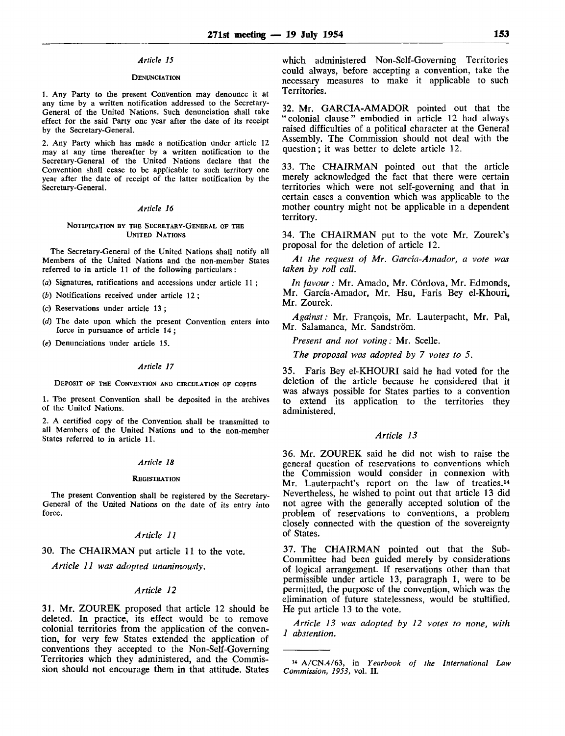*Article 15*

DENUNCIATION

1. Any Party to the present Convention may denounce it at any time by a written notification addressed to the Secretary-General of the United Nations. Such denunciation shall take effect for the said Party one year after the date of its receipt by the Secretary-General.

2. Any Party which has made a notification under article 12 may at any time thereafter by a written notification to the Secretary-General of the United Nations declare that the Convention shall cease to be applicable to such territory one year after the date of receipt of the latter notification by the Secretary-General.

*Article 16*

NOTIFICATION BY THE SECRETARY-GENERAL OF THE UNITED NATIONS

The Secretary-General of the United Nations shall notify all Members of the United Nations and the non-member States referred to in article 11 of the following particulars:

(*a*) Signatures, ratifications and accessions under article 11;

(*b*) Notifications received under article 12;

(*c*) Reservations under article 13;

(*d*) The date upon which the present Convention enters into force in pursuance of article 14;

(*e*) Denunciations under article 15.

*Article 17*

DEPOSIT OF THE CONVENTION AND CIRCULATION OF COPIES

1. The present Convention shall be deposited in the archives of the United Nations.

2. A certified copy of the Convention shall be transmitted to all Members of the United Nations and to the non-member States referred to in article 11.

*Article 18*

REGISTRATION

The present Convention shall be registered by the Secretary-General of the United Nations on the date of its entry into force.

### *Article 11*

30. The CHAIRMAN put article 11 to the vote.

*Article 11 was adopted unanimously.*

### *Article 12*

31. Mr. ZOUREK proposed that article 12 should be deleted. In practice, its effect would be to remove colonial territories from the application of the convention, for very few States extended the application of conventions they accepted to the Non-Self-Governing Territories which they administered, and the Commission should not encourage them in that attitude. States which administered Non-Self-Governing Territories could always, before accepting a convention, take the necessary measures to make it applicable to such Territories.

32. Mr. GARCIA-AMADOR pointed out that the "colonial clause" embodied in article 12 had always raised difficulties of a political character at the General Assembly. The Commission should not deal with the question; it was better to delete article 12.

33. The CHAIRMAN pointed out that the article merely acknowledged the fact that there were certain territories which were not self-governing and that in certain cases a convention which was applicable to the mother country might not be applicable in a dependent territory.

34. The CHAIRMAN put to the vote Mr. Zourek's proposal for the deletion of article 12.

*At the request of Mr. García-Amador, a vote was taken by roll call.*

*In favour:* Mr. Amado, Mr. Córdova, Mr. Edmonds, Mr. García-Amador, Mr. Hsu, Faris Bey el-Khouri, Mr. Zourek.

*Against:* Mr. François, Mr. Lauterpacht, Mr. Pal, Mr. Salamanca, Mr. Sandström.

*Present and not voting:* Mr. Scelle.

*The proposal was adopted by 7 votes to 5.*

35. Faris Bey el-KHOURI said he had voted for the deletion of the article because he considered that it was always possible for States parties to a convention to extend its application to the territories they administered.

### *Article 13*

36. Mr. ZOUREK said he did not wish to raise the general question of reservations to conventions which the Commission would consider in connexion with Mr. Lauterpacht's report on the law of treaties.[14] Nevertheless, he wished to point out that article 13 did not agree with the generally accepted solution of the problem of reservations to conventions, a problem closely connected with the question of the sovereignty of States.

37. The CHAIRMAN pointed out that the Sub-Committee had been guided merely by considerations of logical arrangement. If reservations other than that permissible under article 13, paragraph 1, were to be permitted, the purpose of the convention, which was the elimination of future statelessness, would be stultified. He put article 13 to the vote.

*Article 13 was adopted by 12 votes to none, with 1 abstention.*

---

[14] A/CN.4/63, in *Yearbook of the International Law Commission, 1953*, vol. II.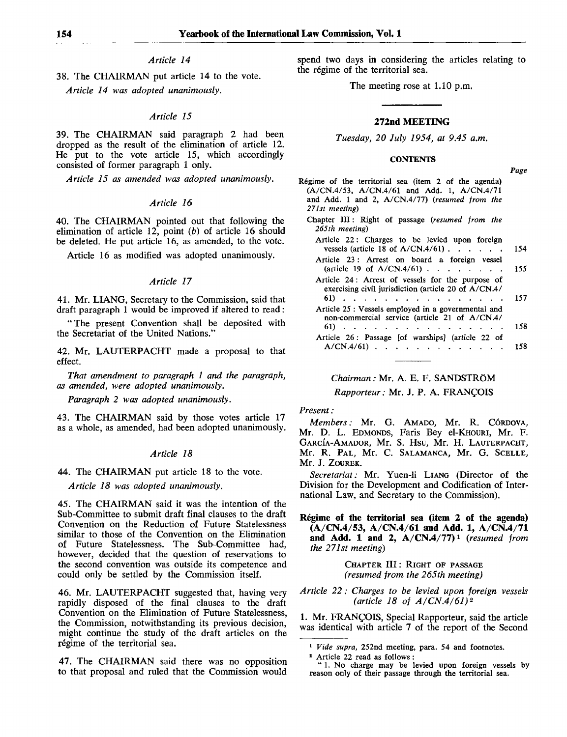*Article 14*

38. The CHAIRMAN put article 14 to the vote.

*Article 14 was adopted unanimously.*

*Article 15*

39. The CHAIRMAN said paragraph 2 had been dropped as the result of the elimination of article 12. He put to the vote article 15, which accordingly consisted of former paragraph 1 only.

*Article 15 as amended was adopted unanimously.*

*Article 16*

40. The CHAIRMAN pointed out that following the elimination of article 12, point (*b*) of article 16 should be deleted. He put article 16, as amended, to the vote.

Article 16 as modified was adopted unanimously.

*Article 17*

41. Mr. LIANG, Secretary to the Commission, said that draft paragraph 1 would be improved if altered to read:

"The present Convention shall be deposited with the Secretariat of the United Nations."

42. Mr. LAUTERPACHT made a proposal to that effect.

*That amendment to paragraph 1 and the paragraph, as amended, were adopted unanimously.*

*Paragraph 2 was adopted unanimously.*

43. The CHAIRMAN said by those votes article 17 as a whole, as amended, had been adopted unanimously.

*Article 18*

44. The CHAIRMAN put article 18 to the vote.

*Article 18 was adopted unanimously.*

45. The CHAIRMAN said it was the intention of the Sub-Committee to submit draft final clauses to the draft Convention on the Reduction of Future Statelessness similar to those of the Convention on the Elimination of Future Statelessness. The Sub-Committee had, however, decided that the question of reservations to the second convention was outside its competence and could only be settled by the Commission itself.

46. Mr. LAUTERPACHT suggested that, having very rapidly disposed of the final clauses to the draft Convention on the Elimination of Future Statelessness, the Commission, notwithstanding its previous decision, might continue the study of the draft articles on the régime of the territorial sea.

47. The CHAIRMAN said there was no opposition to that proposal and ruled that the Commission would spend two days in considering the articles relating to the régime of the territorial sea.

The meeting rose at 1.10 p.m.

## 272nd MEETING

*Tuesday, 20 July 1954, at 9.45 a.m.*

### CONTENTS

| | Page |
|---|---|
| Régime of the territorial sea (item 2 of the agenda) (A/CN.4/53, A/CN.4/61 and Add. 1, A/CN.4/71 and Add. 1 and 2, A/CN.4/77) (*resumed from the 271st meeting*) | |
| Chapter III: Right of passage (*resumed from the 265th meeting*) | |
| Article 22: Charges to be levied upon foreign vessels (article 18 of A/CN.4/61) | 154 |
| Article 23: Arrest on board a foreign vessel (article 19 of A/CN.4/61) | 155 |
| Article 24: Arrest of vessels for the purpose of exercising civil jurisdiction (article 20 of A/CN.4/61) | 157 |
| Article 25: Vessels employed in a governmental and non-commercial service (article 21 of A/CN.4/61) | 158 |
| Article 26: Passage [of warships] (article 22 of A/CN.4/61) | 158 |

*Chairman:* Mr. A. E. F. SANDSTRÖM

*Rapporteur:* Mr. J. P. A. FRANÇOIS

*Present:*

*Members:* Mr. G. AMADO, Mr. R. CÓRDOVA, Mr. D. L. EDMONDS, Faris Bey el-KHOURI, Mr. F. GARCÍA-AMADOR, Mr. S. HSU, Mr. H. LAUTERPACHT, Mr. R. PAL, Mr. C. SALAMANCA, Mr. G. SCELLE, Mr. J. ZOUREK.

*Secretariat:* Mr. Yuen-li LIANG (Director of the Division for the Development and Codification of International Law, and Secretary to the Commission).

### Régime of the territorial sea (item 2 of the agenda) (A/CN.4/53, A/CN.4/61 and Add. 1, A/CN.4/71 and Add. 1 and 2, A/CN.4/77)[1] (*resumed from the 271st meeting*)

CHAPTER III: RIGHT OF PASSAGE
(*resumed from the 265th meeting*)

*Article 22: Charges to be levied upon foreign vessels (article 18 of A/CN.4/61)*[2]

1. Mr. FRANÇOIS, Special Rapporteur, said the article was identical with article 7 of the report of the Second

[1] *Vide supra*, 252nd meeting, para. 54 and footnotes.

[2] Article 22 read as follows:

"1. No charge may be levied upon foreign vessels by reason only of their passage through the territorial sea.